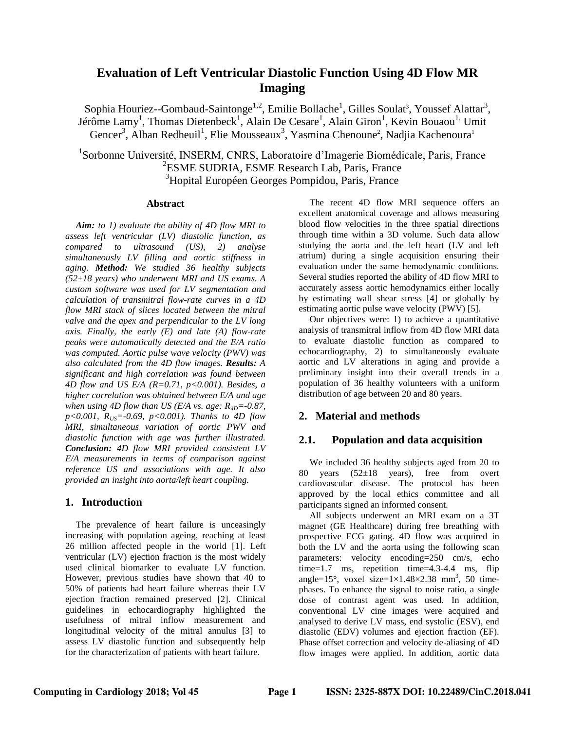# Evaluation of Left Ventricular Diastolic Function Using 4D Flow MR Imaging

Sophia Houriez--Gombaud-Saintonge[1,2], Emilie Bollache[1], Gilles Soulat[3], Youssef Alattar[3], Jérôme Lamy[1], Thomas Dietenbeck[1], Alain De Cesare[1], Alain Giron[1], Kevin Bouaou[1], Umit Gencer[3], Alban Redheuil[1], Elie Mousseaux[3], Yasmina Chenoune[2], Nadjia Kachenoura[1]

[1]Sorbonne Université, INSERM, CNRS, Laboratoire d'Imagerie Biomédicale, Paris, France
[2]ESME SUDRIA, ESME Research Lab, Paris, France
[3]Hopital Européen Georges Pompidou, Paris, France

## Abstract

***Aim:*** *to 1) evaluate the ability of 4D flow MRI to assess left ventricular (LV) diastolic function, as compared to ultrasound (US), 2) analyse simultaneously LV filling and aortic stiffness in aging.* ***Method:*** *We studied 36 healthy subjects (52±18 years) who underwent MRI and US exams. A custom software was used for LV segmentation and calculation of transmitral flow-rate curves in a 4D flow MRI stack of slices located between the mitral valve and the apex and perpendicular to the LV long axis. Finally, the early (E) and late (A) flow-rate peaks were automatically detected and the E/A ratio was computed. Aortic pulse wave velocity (PWV) was also calculated from the 4D flow images.* ***Results:*** *A significant and high correlation was found between 4D flow and US E/A (R=0.71, p<0.001). Besides, a higher correlation was obtained between E/A and age when using 4D flow than US (E/A vs. age: $R_{4D}$=-0.87, p<0.001, $R_{US}$=-0.69, p<0.001). Thanks to 4D flow MRI, simultaneous variation of aortic PWV and diastolic function with age was further illustrated.* ***Conclusion:*** *4D flow MRI provided consistent LV E/A measurements in terms of comparison against reference US and associations with age. It also provided an insight into aorta/left heart coupling.*

## 1. Introduction

The prevalence of heart failure is unceasingly increasing with population ageing, reaching at least 26 million affected people in the world [1]. Left ventricular (LV) ejection fraction is the most widely used clinical biomarker to evaluate LV function. However, previous studies have shown that 40 to 50% of patients had heart failure whereas their LV ejection fraction remained preserved [2]. Clinical guidelines in echocardiography highlighted the usefulness of mitral inflow measurement and longitudinal velocity of the mitral annulus [3] to assess LV diastolic function and subsequently help for the characterization of patients with heart failure.

The recent 4D flow MRI sequence offers an excellent anatomical coverage and allows measuring blood flow velocities in the three spatial directions through time within a 3D volume. Such data allow studying the aorta and the left heart (LV and left atrium) during a single acquisition ensuring their evaluation under the same hemodynamic conditions. Several studies reported the ability of 4D flow MRI to accurately assess aortic hemodynamics either locally by estimating wall shear stress [4] or globally by estimating aortic pulse wave velocity (PWV) [5].

Our objectives were: 1) to achieve a quantitative analysis of transmitral inflow from 4D flow MRI data to evaluate diastolic function as compared to echocardiography, 2) to simultaneously evaluate aortic and LV alterations in aging and provide a preliminary insight into their overall trends in a population of 36 healthy volunteers with a uniform distribution of age between 20 and 80 years.

## 2. Material and methods

### 2.1. Population and data acquisition

We included 36 healthy subjects aged from 20 to 80 years (52±18 years), free from overt cardiovascular disease. The protocol has been approved by the local ethics committee and all participants signed an informed consent.

All subjects underwent an MRI exam on a 3T magnet (GE Healthcare) during free breathing with prospective ECG gating. 4D flow was acquired in both the LV and the aorta using the following scan parameters: velocity encoding=250 cm/s, echo time=1.7 ms, repetition time=4.3-4.4 ms, flip angle=15°, voxel size=1×1.48×2.38 mm$^3$, 50 time-phases. To enhance the signal to noise ratio, a single dose of contrast agent was used. In addition, conventional LV cine images were acquired and analysed to derive LV mass, end systolic (ESV), end diastolic (EDV) volumes and ejection fraction (EF). Phase offset correction and velocity de-aliasing of 4D flow images were applied. In addition, aortic data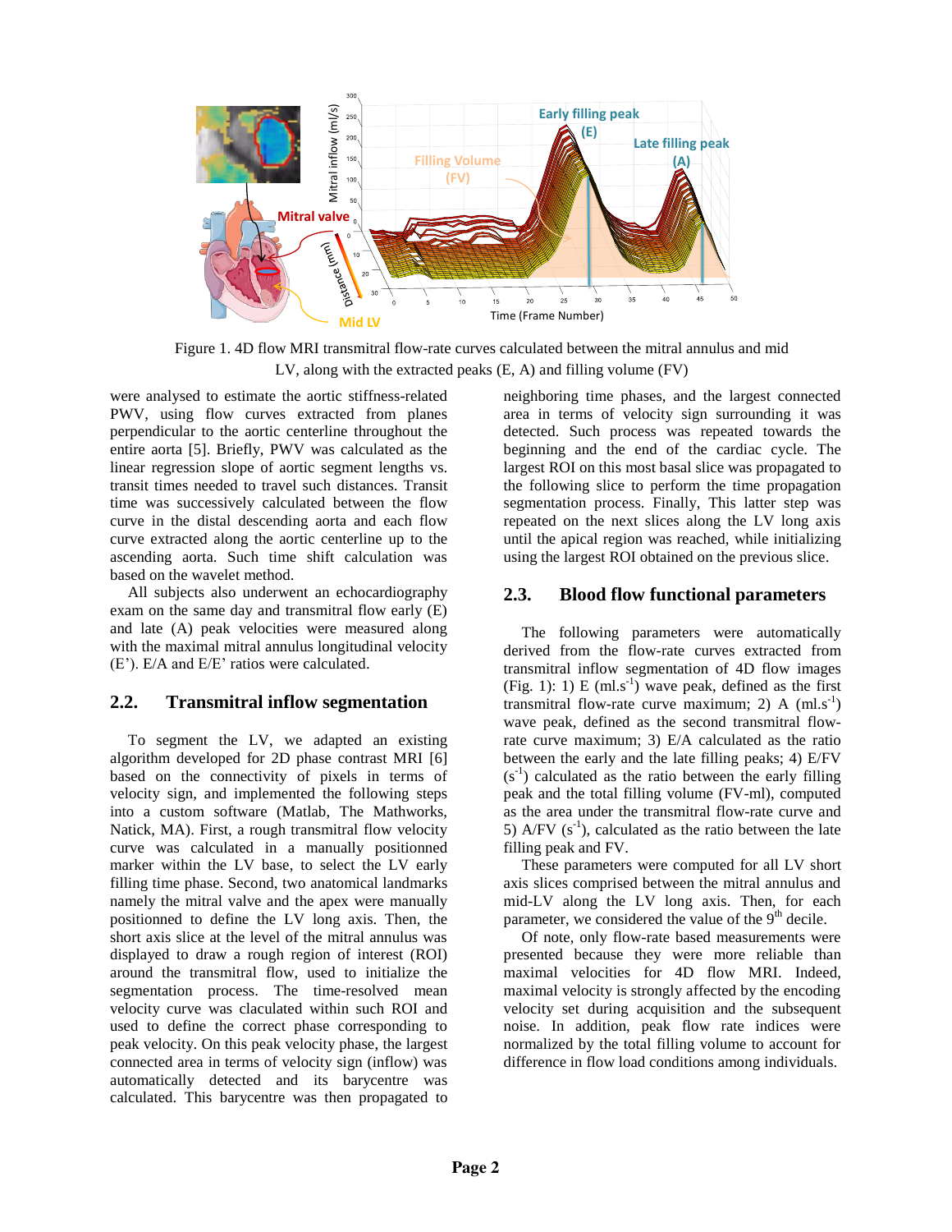Figure 1. 4D flow MRI transmitral flow-rate curves calculated between the mitral annulus and mid LV, along with the extracted peaks (E, A) and filling volume (FV)

were analysed to estimate the aortic stiffness-related PWV, using flow curves extracted from planes perpendicular to the aortic centerline throughout the entire aorta [5]. Briefly, PWV was calculated as the linear regression slope of aortic segment lengths vs. transit times needed to travel such distances. Transit time was successively calculated between the flow curve in the distal descending aorta and each flow curve extracted along the aortic centerline up to the ascending aorta. Such time shift calculation was based on the wavelet method.

All subjects also underwent an echocardiography exam on the same day and transmitral flow early (E) and late (A) peak velocities were measured along with the maximal mitral annulus longitudinal velocity (E'). E/A and E/E' ratios were calculated.

## 2.2. Transmitral inflow segmentation

To segment the LV, we adapted an existing algorithm developed for 2D phase contrast MRI [6] based on the connectivity of pixels in terms of velocity sign, and implemented the following steps into a custom software (Matlab, The Mathworks, Natick, MA). First, a rough transmitral flow velocity curve was calculated in a manually positionned marker within the LV base, to select the LV early filling time phase. Second, two anatomical landmarks namely the mitral valve and the apex were manually positionned to define the LV long axis. Then, the short axis slice at the level of the mitral annulus was displayed to draw a rough region of interest (ROI) around the transmitral flow, used to initialize the segmentation process. The time-resolved mean velocity curve was claculated within such ROI and used to define the correct phase corresponding to peak velocity. On this peak velocity phase, the largest connected area in terms of velocity sign (inflow) was automatically detected and its barycentre was calculated. This barycentre was then propagated to neighboring time phases, and the largest connected area in terms of velocity sign surrounding it was detected. Such process was repeated towards the beginning and the end of the cardiac cycle. The largest ROI on this most basal slice was propagated to the following slice to perform the time propagation segmentation process. Finally, This latter step was repeated on the next slices along the LV long axis until the apical region was reached, while initializing using the largest ROI obtained on the previous slice.

## 2.3. Blood flow functional parameters

The following parameters were automatically derived from the flow-rate curves extracted from transmitral inflow segmentation of 4D flow images (Fig. 1): 1) E ($ml.s^{-1}$) wave peak, defined as the first transmitral flow-rate curve maximum; 2) A ($ml.s^{-1}$) wave peak, defined as the second transmitral flow-rate curve maximum; 3) E/A calculated as the ratio between the early and the late filling peaks; 4) E/FV ($s^{-1}$) calculated as the ratio between the early filling peak and the total filling volume (FV-ml), computed as the area under the transmitral flow-rate curve and 5) A/FV ($s^{-1}$), calculated as the ratio between the late filling peak and FV.

These parameters were computed for all LV short axis slices comprised between the mitral annulus and mid-LV along the LV long axis. Then, for each parameter, we considered the value of the 9$^{th}$ decile.

Of note, only flow-rate based measurements were presented because they were more reliable than maximal velocities for 4D flow MRI. Indeed, maximal velocity is strongly affected by the encoding velocity set during acquisition and the subsequent noise. In addition, peak flow rate indices were normalized by the total filling volume to account for difference in flow load conditions among individuals.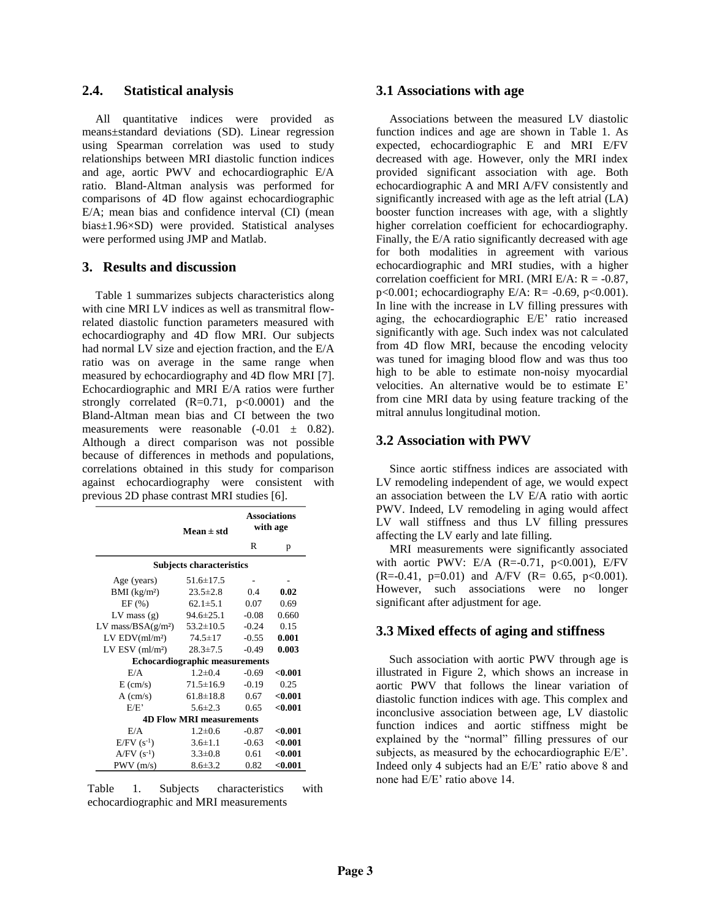## 2.4. Statistical analysis

All quantitative indices were provided as means±standard deviations (SD). Linear regression using Spearman correlation was used to study relationships between MRI diastolic function indices and age, aortic PWV and echocardiographic E/A ratio. Bland-Altman analysis was performed for comparisons of 4D flow against echocardiographic E/A; mean bias and confidence interval (CI) (mean bias±1.96×SD) were provided. Statistical analyses were performed using JMP and Matlab.

## 3. Results and discussion

Table 1 summarizes subjects characteristics along with cine MRI LV indices as well as transmitral flow-related diastolic function parameters measured with echocardiography and 4D flow MRI. Our subjects had normal LV size and ejection fraction, and the E/A ratio was on average in the same range when measured by echocardiography and 4D flow MRI [7]. Echocardiographic and MRI E/A ratios were further strongly correlated ($R=0.71$, $p<0.0001$) and the Bland-Altman mean bias and CI between the two measurements were reasonable ($-0.01 \pm 0.82$). Although a direct comparison was not possible because of differences in methods and populations, correlations obtained in this study for comparison against echocardiography were consistent with previous 2D phase contrast MRI studies [6].

| | Mean ± std | Associations with age | |
|---|---|---|---|
| | | R | p |
| **Subjects characteristics** | | | |
| Age (years) | 51.6±17.5 | - | - |
| BMI (kg/m²) | 23.5±2.8 | 0.4 | **0.02** |
| EF (%) | 62.1±5.1 | 0.07 | 0.69 |
| LV mass (g) | 94.6±25.1 | -0.08 | 0.660 |
| LV mass/BSA(g/m²) | 53.2±10.5 | -0.24 | 0.15 |
| LV EDV(ml/m²) | 74.5±17 | -0.55 | **0.001** |
| LV ESV (ml/m²) | 28.3±7.5 | -0.49 | **0.003** |
| **Echocardiographic measurements** | | | |
| E/A | 1.2±0.4 | -0.69 | **<0.001** |
| E (cm/s) | 71.5±16.9 | -0.19 | 0.25 |
| A (cm/s) | 61.8±18.8 | 0.67 | **<0.001** |
| E/E' | 5.6±2.3 | 0.65 | **<0.001** |
| **4D Flow MRI measurements** | | | |
| E/A | 1.2±0.6 | -0.87 | **<0.001** |
| E/FV ($s^{-1}$) | 3.6±1.1 | -0.63 | **<0.001** |
| A/FV ($s^{-1}$) | 3.3±0.8 | 0.61 | **<0.001** |
| PWV (m/s) | 8.6±3.2 | 0.82 | **<0.001** |

Table 1. Subjects characteristics with echocardiographic and MRI measurements

## 3.1 Associations with age

Associations between the measured LV diastolic function indices and age are shown in Table 1. As expected, echocardiographic E and MRI E/FV decreased with age. However, only the MRI index provided significant association with age. Both echocardiographic A and MRI A/FV consistently and significantly increased with age as the left atrial (LA) booster function increases with age, with a slightly higher correlation coefficient for echocardiography. Finally, the E/A ratio significantly decreased with age for both modalities in agreement with various echocardiographic and MRI studies, with a higher correlation coefficient for MRI. (MRI E/A: $R = -0.87$, $p<0.001$; echocardiography E/A: $R= -0.69$, $p<0.001$). In line with the increase in LV filling pressures with aging, the echocardiographic E/E' ratio increased significantly with age. Such index was not calculated from 4D flow MRI, because the encoding velocity was tuned for imaging blood flow and was thus too high to be able to estimate non-noisy myocardial velocities. An alternative would be to estimate E' from cine MRI data by using feature tracking of the mitral annulus longitudinal motion.

## 3.2 Association with PWV

Since aortic stiffness indices are associated with LV remodeling independent of age, we would expect an association between the LV E/A ratio with aortic PWV. Indeed, LV remodeling in aging would affect LV wall stiffness and thus LV filling pressures affecting the LV early and late filling.

MRI measurements were significantly associated with aortic PWV: E/A ($R=-0.71$, $p<0.001$), E/FV ($R=-0.41$, $p=0.01$) and A/FV ($R= 0.65$, $p<0.001$). However, such associations were no longer significant after adjustment for age.

## 3.3 Mixed effects of aging and stiffness

Such association with aortic PWV through age is illustrated in Figure 2, which shows an increase in aortic PWV that follows the linear variation of diastolic function indices with age. This complex and inconclusive association between age, LV diastolic function indices and aortic stiffness might be explained by the "normal" filling pressures of our subjects, as measured by the echocardiographic E/E'. Indeed only 4 subjects had an E/E' ratio above 8 and none had E/E' ratio above 14.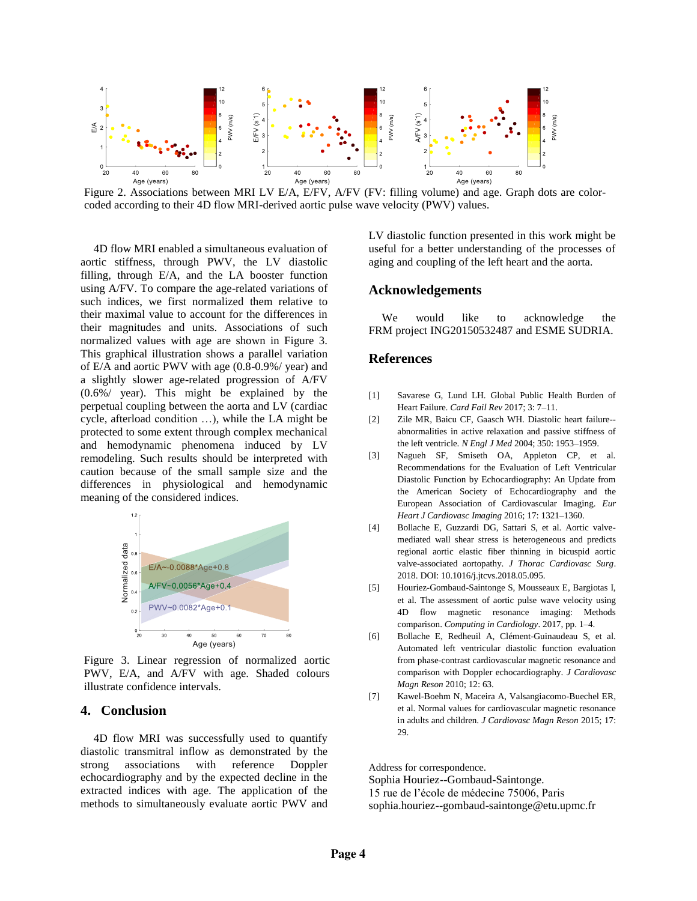E/A
PWV (m/s)
E/FV (s⁻¹)
A/FV (s⁻¹)
Age (years)

Figure 2. Associations between MRI LV E/A, E/FV, A/FV (FV: filling volume) and age. Graph dots are color-coded according to their 4D flow MRI-derived aortic pulse wave velocity (PWV) values.

4D flow MRI enabled a simultaneous evaluation of aortic stiffness, through PWV, the LV diastolic filling, through E/A, and the LA booster function using A/FV. To compare the age-related variations of such indices, we first normalized them relative to their maximal value to account for the differences in their magnitudes and units. Associations of such normalized values with age are shown in Figure 3. This graphical illustration shows a parallel variation of E/A and aortic PWV with age (0.8-0.9%/ year) and a slightly slower age-related progression of A/FV (0.6%/ year). This might be explained by the perpetual coupling between the aorta and LV (cardiac cycle, afterload condition …), while the LA might be protected to some extent through complex mechanical and hemodynamic phenomena induced by LV remodeling. Such results should be interpreted with caution because of the small sample size and the differences in physiological and hemodynamic meaning of the considered indices.

Normalized data
E/A~-0.0088*Age+0.8
A/FV~0.0056*Age+0.4
PWV~0.0082*Age+0.1
Age (years)

Figure 3. Linear regression of normalized aortic PWV, E/A, and A/FV with age. Shaded colours illustrate confidence intervals.

## 4. Conclusion

4D flow MRI was successfully used to quantify diastolic transmitral inflow as demonstrated by the strong associations with reference Doppler echocardiography and by the expected decline in the extracted indices with age. The application of the methods to simultaneously evaluate aortic PWV and LV diastolic function presented in this work might be useful for a better understanding of the processes of aging and coupling of the left heart and the aorta.

## Acknowledgements

We would like to acknowledge the FRM project ING20150532487 and ESME SUDRIA.

## References

[1] Savarese G, Lund LH. Global Public Health Burden of Heart Failure. *Card Fail Rev* 2017; 3: 7–11.

[2] Zile MR, Baicu CF, Gaasch WH. Diastolic heart failure--abnormalities in active relaxation and passive stiffness of the left ventricle. *N Engl J Med* 2004; 350: 1953–1959.

[3] Nagueh SF, Smiseth OA, Appleton CP, et al. Recommendations for the Evaluation of Left Ventricular Diastolic Function by Echocardiography: An Update from the American Society of Echocardiography and the European Association of Cardiovascular Imaging. *Eur Heart J Cardiovasc Imaging* 2016; 17: 1321–1360.

[4] Bollache E, Guzzardi DG, Sattari S, et al. Aortic valve-mediated wall shear stress is heterogeneous and predicts regional aortic elastic fiber thinning in bicuspid aortic valve-associated aortopathy. *J Thorac Cardiovasc Surg*. 2018. DOI: 10.1016/j.jtcvs.2018.05.095.

[5] Houriez-Gombaud-Saintonge S, Mousseaux E, Bargiotas I, et al. The assessment of aortic pulse wave velocity using 4D flow magnetic resonance imaging: Methods comparison. *Computing in Cardiology*. 2017, pp. 1–4.

[6] Bollache E, Redheuil A, Clément-Guinaudeau S, et al. Automated left ventricular diastolic function evaluation from phase-contrast cardiovascular magnetic resonance and comparison with Doppler echocardiography. *J Cardiovasc Magn Reson* 2010; 12: 63.

[7] Kawel-Boehm N, Maceira A, Valsangiacomo-Buechel ER, et al. Normal values for cardiovascular magnetic resonance in adults and children. *J Cardiovasc Magn Reson* 2015; 17: 29.

Address for correspondence.
Sophia Houriez--Gombaud-Saintonge.
15 rue de l'école de médecine 75006, Paris
sophia.houriez--gombaud-saintonge@etu.upmc.fr